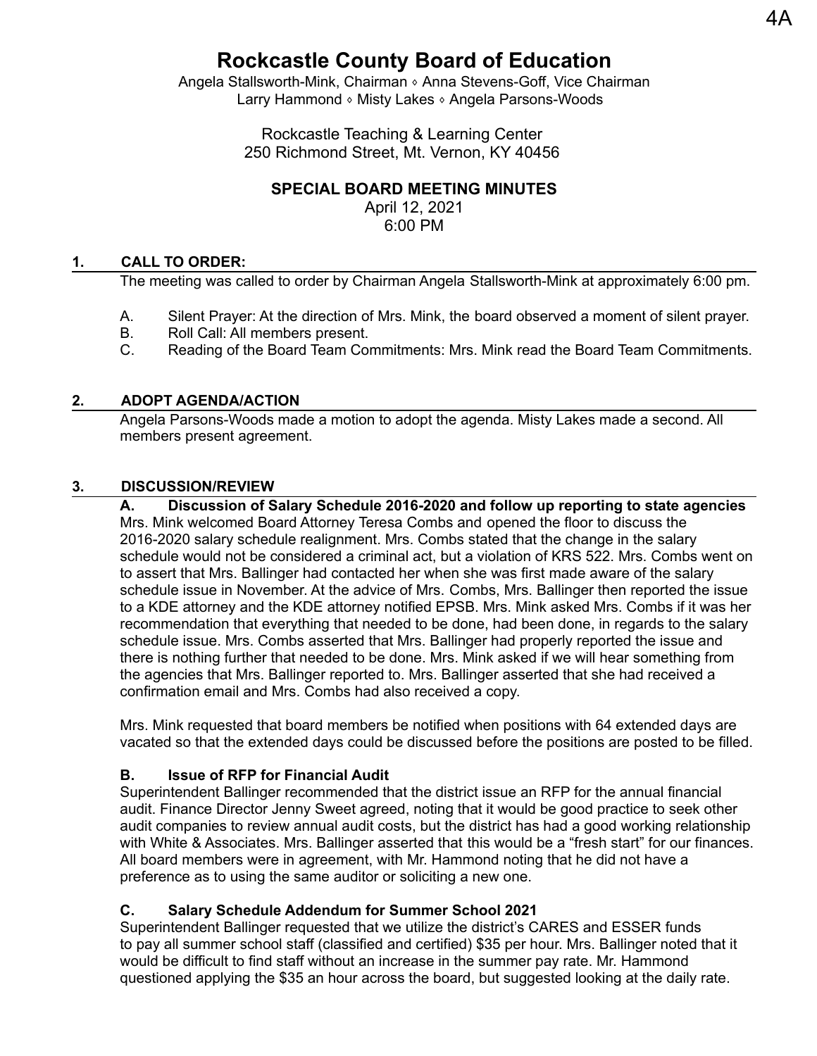# Rockcastle County Board of Education

Angela Stallsworth-Mink, Chairman ⋄ Anna Stevens-Goff, Vice Chairman
Larry Hammond ⋄ Misty Lakes ⋄ Angela Parsons-Woods

Rockcastle Teaching & Learning Center
250 Richmond Street, Mt. Vernon, KY 40456

**SPECIAL BOARD MEETING MINUTES**
April 12, 2021
6:00 PM

## 1. CALL TO ORDER:

The meeting was called to order by Chairman Angela Stallsworth-Mink at approximately 6:00 pm.

A. Silent Prayer: At the direction of Mrs. Mink, the board observed a moment of silent prayer.
B. Roll Call: All members present.
C. Reading of the Board Team Commitments: Mrs. Mink read the Board Team Commitments.

## 2. ADOPT AGENDA/ACTION

Angela Parsons-Woods made a motion to adopt the agenda. Misty Lakes made a second. All members present agreement.

## 3. DISCUSSION/REVIEW

**A. Discussion of Salary Schedule 2016-2020 and follow up reporting to state agencies**

Mrs. Mink welcomed Board Attorney Teresa Combs and opened the floor to discuss the 2016-2020 salary schedule realignment. Mrs. Combs stated that the change in the salary schedule would not be considered a criminal act, but a violation of KRS 522. Mrs. Combs went on to assert that Mrs. Ballinger had contacted her when she was first made aware of the salary schedule issue in November. At the advice of Mrs. Combs, Mrs. Ballinger then reported the issue to a KDE attorney and the KDE attorney notified EPSB. Mrs. Mink asked Mrs. Combs if it was her recommendation that everything that needed to be done, had been done, in regards to the salary schedule issue. Mrs. Combs asserted that Mrs. Ballinger had properly reported the issue and there is nothing further that needed to be done. Mrs. Mink asked if we will hear something from the agencies that Mrs. Ballinger reported to. Mrs. Ballinger asserted that she had received a confirmation email and Mrs. Combs had also received a copy.

Mrs. Mink requested that board members be notified when positions with 64 extended days are vacated so that the extended days could be discussed before the positions are posted to be filled.

**B. Issue of RFP for Financial Audit**

Superintendent Ballinger recommended that the district issue an RFP for the annual financial audit. Finance Director Jenny Sweet agreed, noting that it would be good practice to seek other audit companies to review annual audit costs, but the district has had a good working relationship with White & Associates. Mrs. Ballinger asserted that this would be a "fresh start" for our finances. All board members were in agreement, with Mr. Hammond noting that he did not have a preference as to using the same auditor or soliciting a new one.

**C. Salary Schedule Addendum for Summer School 2021**

Superintendent Ballinger requested that we utilize the district's CARES and ESSER funds to pay all summer school staff (classified and certified) $35 per hour. Mrs. Ballinger noted that it would be difficult to find staff without an increase in the summer pay rate. Mr. Hammond questioned applying the $35 an hour across the board, but suggested looking at the daily rate.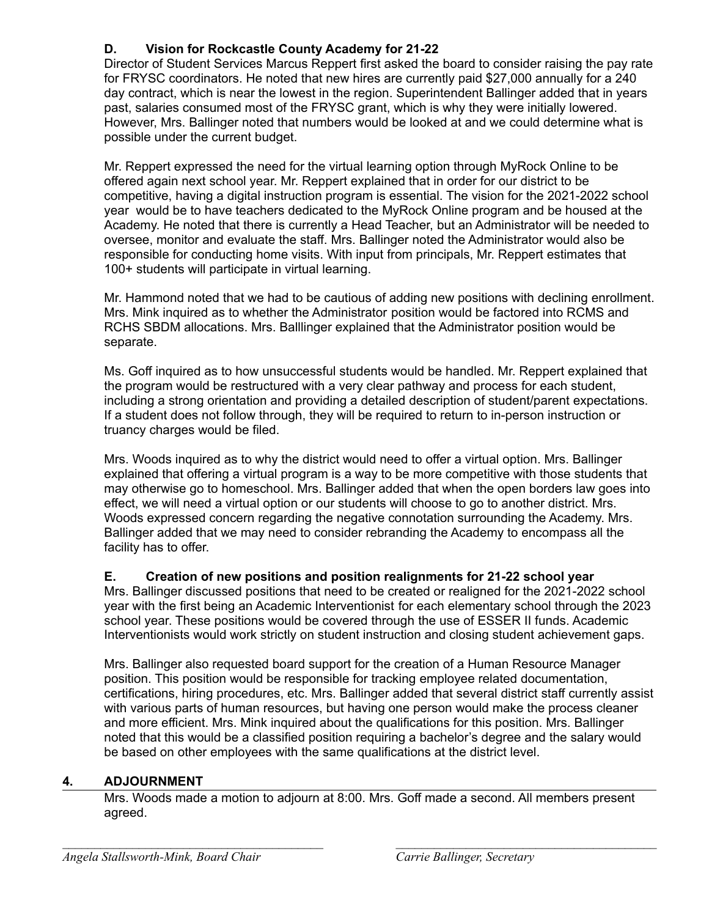### D. Vision for Rockcastle County Academy for 21-22

Director of Student Services Marcus Reppert first asked the board to consider raising the pay rate for FRYSC coordinators. He noted that new hires are currently paid $27,000 annually for a 240 day contract, which is near the lowest in the region. Superintendent Ballinger added that in years past, salaries consumed most of the FRYSC grant, which is why they were initially lowered. However, Mrs. Ballinger noted that numbers would be looked at and we could determine what is possible under the current budget.

Mr. Reppert expressed the need for the virtual learning option through MyRock Online to be offered again next school year. Mr. Reppert explained that in order for our district to be competitive, having a digital instruction program is essential. The vision for the 2021-2022 school year would be to have teachers dedicated to the MyRock Online program and be housed at the Academy. He noted that there is currently a Head Teacher, but an Administrator will be needed to oversee, monitor and evaluate the staff. Mrs. Ballinger noted the Administrator would also be responsible for conducting home visits. With input from principals, Mr. Reppert estimates that 100+ students will participate in virtual learning.

Mr. Hammond noted that we had to be cautious of adding new positions with declining enrollment. Mrs. Mink inquired as to whether the Administrator position would be factored into RCMS and RCHS SBDM allocations. Mrs. Balllinger explained that the Administrator position would be separate.

Ms. Goff inquired as to how unsuccessful students would be handled. Mr. Reppert explained that the program would be restructured with a very clear pathway and process for each student, including a strong orientation and providing a detailed description of student/parent expectations. If a student does not follow through, they will be required to return to in-person instruction or truancy charges would be filed.

Mrs. Woods inquired as to why the district would need to offer a virtual option. Mrs. Ballinger explained that offering a virtual program is a way to be more competitive with those students that may otherwise go to homeschool. Mrs. Ballinger added that when the open borders law goes into effect, we will need a virtual option or our students will choose to go to another district. Mrs. Woods expressed concern regarding the negative connotation surrounding the Academy. Mrs. Ballinger added that we may need to consider rebranding the Academy to encompass all the facility has to offer.

### E. Creation of new positions and position realignments for 21-22 school year

Mrs. Ballinger discussed positions that need to be created or realigned for the 2021-2022 school year with the first being an Academic Interventionist for each elementary school through the 2023 school year. These positions would be covered through the use of ESSER II funds. Academic Interventionists would work strictly on student instruction and closing student achievement gaps.

Mrs. Ballinger also requested board support for the creation of a Human Resource Manager position. This position would be responsible for tracking employee related documentation, certifications, hiring procedures, etc. Mrs. Ballinger added that several district staff currently assist with various parts of human resources, but having one person would make the process cleaner and more efficient. Mrs. Mink inquired about the qualifications for this position. Mrs. Ballinger noted that this would be a classified position requiring a bachelor's degree and the salary would be based on other employees with the same qualifications at the district level.

## 4. ADJOURNMENT

Mrs. Woods made a motion to adjourn at 8:00. Mrs. Goff made a second. All members present agreed.

_______________________________________ _______________________________________

*Angela Stallsworth-Mink, Board Chair* *Carrie Ballinger, Secretary*